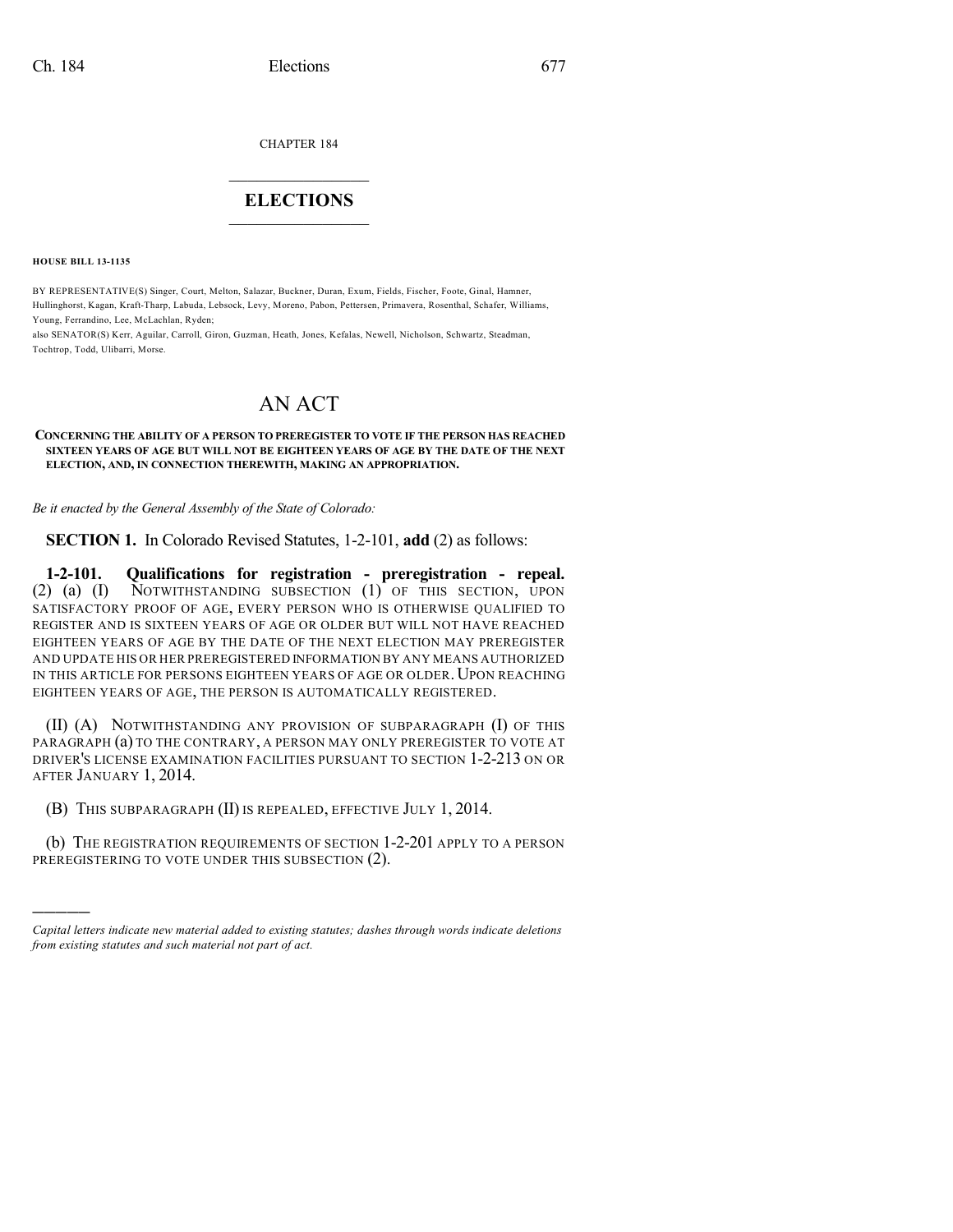CHAPTER 184

## ELECTIONS

**HOUSE BILL 13-1135**

BY REPRESENTATIVE(S) Singer, Court, Melton, Salazar, Buckner, Duran, Exum, Fields, Fischer, Foote, Ginal, Hamner, Hullinghorst, Kagan, Kraft-Tharp, Labuda, Lebsock, Levy, Moreno, Pabon, Pettersen, Primavera, Rosenthal, Schafer, Williams, Young, Ferrandino, Lee, McLachlan, Ryden;
also SENATOR(S) Kerr, Aguilar, Carroll, Giron, Guzman, Heath, Jones, Kefalas, Newell, Nicholson, Schwartz, Steadman, Tochtrop, Todd, Ulibarri, Morse.

# AN ACT

**CONCERNING THE ABILITY OF A PERSON TO PREREGISTER TO VOTE IF THE PERSON HAS REACHED SIXTEEN YEARS OF AGE BUT WILL NOT BE EIGHTEEN YEARS OF AGE BY THE DATE OF THE NEXT ELECTION, AND, IN CONNECTION THEREWITH, MAKING AN APPROPRIATION.**

*Be it enacted by the General Assembly of the State of Colorado:*

**SECTION 1.** In Colorado Revised Statutes, 1-2-101, **add** (2) as follows:

**1-2-101. Qualifications for registration - preregistration - repeal.** (2) (a) (I) NOTWITHSTANDING SUBSECTION (1) OF THIS SECTION, UPON SATISFACTORY PROOF OF AGE, EVERY PERSON WHO IS OTHERWISE QUALIFIED TO REGISTER AND IS SIXTEEN YEARS OF AGE OR OLDER BUT WILL NOT HAVE REACHED EIGHTEEN YEARS OF AGE BY THE DATE OF THE NEXT ELECTION MAY PREREGISTER AND UPDATE HIS OR HER PREREGISTERED INFORMATION BY ANY MEANS AUTHORIZED IN THIS ARTICLE FOR PERSONS EIGHTEEN YEARS OF AGE OR OLDER. UPON REACHING EIGHTEEN YEARS OF AGE, THE PERSON IS AUTOMATICALLY REGISTERED.

(II) (A) NOTWITHSTANDING ANY PROVISION OF SUBPARAGRAPH (I) OF THIS PARAGRAPH (a) TO THE CONTRARY, A PERSON MAY ONLY PREREGISTER TO VOTE AT DRIVER'S LICENSE EXAMINATION FACILITIES PURSUANT TO SECTION 1-2-213 ON OR AFTER JANUARY 1, 2014.

(B) THIS SUBPARAGRAPH (II) IS REPEALED, EFFECTIVE JULY 1, 2014.

(b) THE REGISTRATION REQUIREMENTS OF SECTION 1-2-201 APPLY TO A PERSON PREREGISTERING TO VOTE UNDER THIS SUBSECTION (2).

---

*Capital letters indicate new material added to existing statutes; dashes through words indicate deletions from existing statutes and such material not part of act.*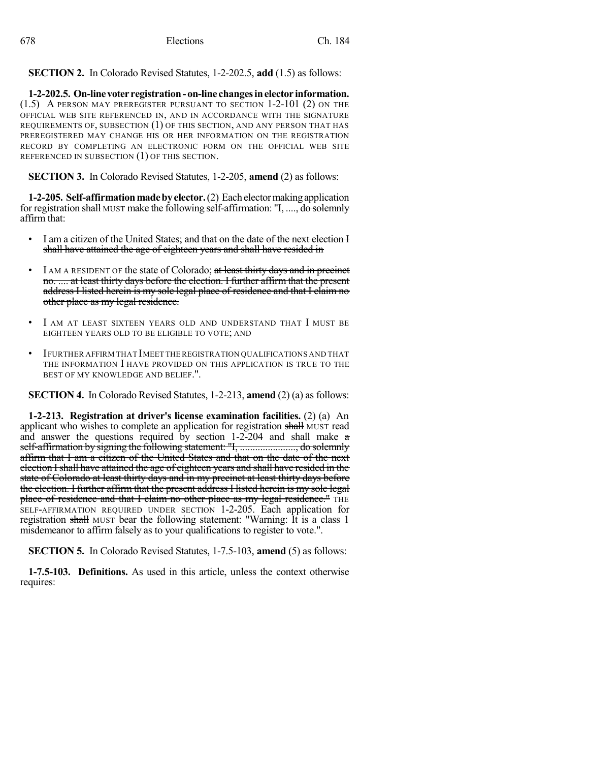**SECTION 2.** In Colorado Revised Statutes, 1-2-202.5, **add** (1.5) as follows:

**1-2-202.5. On-line voter registration - on-line changes in elector information.** (1.5) A PERSON MAY PREREGISTER PURSUANT TO SECTION 1-2-101 (2) ON THE OFFICIAL WEB SITE REFERENCED IN, AND IN ACCORDANCE WITH THE SIGNATURE REQUIREMENTS OF, SUBSECTION (1) OF THIS SECTION, AND ANY PERSON THAT HAS PREREGISTERED MAY CHANGE HIS OR HER INFORMATION ON THE REGISTRATION RECORD BY COMPLETING AN ELECTRONIC FORM ON THE OFFICIAL WEB SITE REFERENCED IN SUBSECTION (1) OF THIS SECTION.

**SECTION 3.** In Colorado Revised Statutes, 1-2-205, **amend** (2) as follows:

**1-2-205. Self-affirmation made by elector.** (2) Each elector making application for registration ~~shall~~ MUST make the following self-affirmation: "I, ...., ~~do solemnly~~ affirm that:

- I am a citizen of the United States; ~~and that on the date of the next election I shall have attained the age of eighteen years and shall have resided in~~
- I AM A RESIDENT OF the state of Colorado; ~~at least thirty days and in precinct no. .... at least thirty days before the election. I further affirm that the present address I listed herein is my sole legal place of residence and that I claim no other place as my legal residence.~~
- I AM AT LEAST SIXTEEN YEARS OLD AND UNDERSTAND THAT I MUST BE EIGHTEEN YEARS OLD TO BE ELIGIBLE TO VOTE; AND
- I FURTHER AFFIRM THAT I MEET THE REGISTRATION QUALIFICATIONS AND THAT THE INFORMATION I HAVE PROVIDED ON THIS APPLICATION IS TRUE TO THE BEST OF MY KNOWLEDGE AND BELIEF.".

**SECTION 4.** In Colorado Revised Statutes, 1-2-213, **amend** (2) (a) as follows:

**1-2-213. Registration at driver's license examination facilities.** (2) (a) An applicant who wishes to complete an application for registration ~~shall~~ MUST read and answer the questions required by section 1-2-204 and shall make ~~a self-affirmation by signing the following statement: "I, ...................., do solemnly affirm that I am a citizen of the United States and that on the date of the next election I shall have attained the age of eighteen years and shall have resided in the state of Colorado at least thirty days and in my precinct at least thirty days before the election. I further affirm that the present address I listed herein is my sole legal place of residence and that I claim no other place as my legal residence."~~ THE SELF-AFFIRMATION REQUIRED UNDER SECTION 1-2-205. Each application for registration ~~shall~~ MUST bear the following statement: "Warning: It is a class 1 misdemeanor to affirm falsely as to your qualifications to register to vote.".

**SECTION 5.** In Colorado Revised Statutes, 1-7.5-103, **amend** (5) as follows:

**1-7.5-103. Definitions.** As used in this article, unless the context otherwise requires: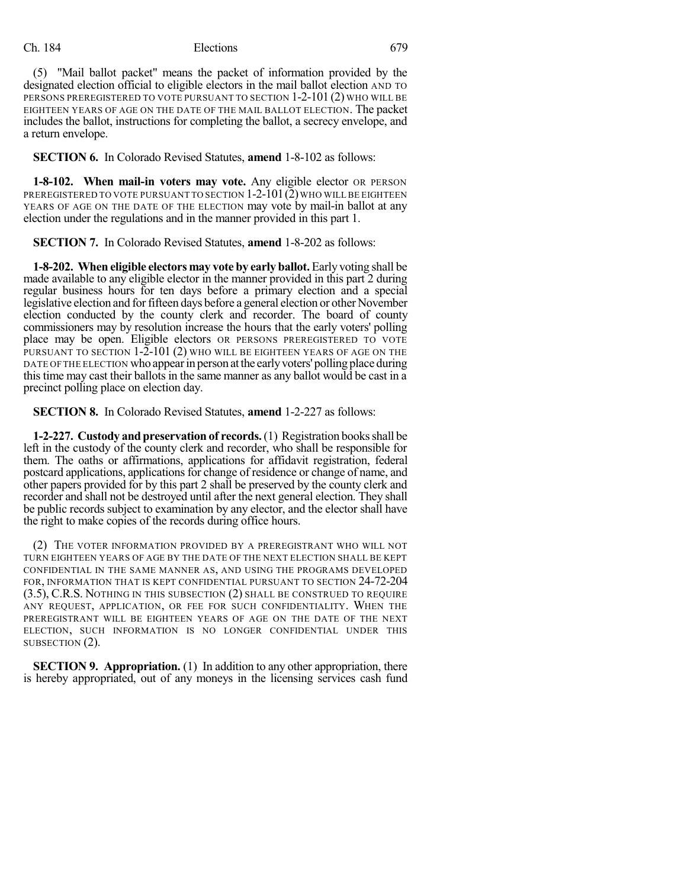(5) "Mail ballot packet" means the packet of information provided by the designated election official to eligible electors in the mail ballot election AND TO PERSONS PREREGISTERED TO VOTE PURSUANT TO SECTION 1-2-101 (2) WHO WILL BE EIGHTEEN YEARS OF AGE ON THE DATE OF THE MAIL BALLOT ELECTION. The packet includes the ballot, instructions for completing the ballot, a secrecy envelope, and a return envelope.

**SECTION 6.** In Colorado Revised Statutes, **amend** 1-8-102 as follows:

**1-8-102. When mail-in voters may vote.** Any eligible elector OR PERSON PREREGISTERED TO VOTE PURSUANT TO SECTION 1-2-101 (2) WHO WILL BE EIGHTEEN YEARS OF AGE ON THE DATE OF THE ELECTION may vote by mail-in ballot at any election under the regulations and in the manner provided in this part 1.

**SECTION 7.** In Colorado Revised Statutes, **amend** 1-8-202 as follows:

**1-8-202. When eligible electors may vote by early ballot.** Early voting shall be made available to any eligible elector in the manner provided in this part 2 during regular business hours for ten days before a primary election and a special legislative election and for fifteen days before a general election or other November election conducted by the county clerk and recorder. The board of county commissioners may by resolution increase the hours that the early voters' polling place may be open. Eligible electors OR PERSONS PREREGISTERED TO VOTE PURSUANT TO SECTION 1-2-101 (2) WHO WILL BE EIGHTEEN YEARS OF AGE ON THE DATE OF THE ELECTION who appear in person at the early voters' polling place during this time may cast their ballots in the same manner as any ballot would be cast in a precinct polling place on election day.

**SECTION 8.** In Colorado Revised Statutes, **amend** 1-2-227 as follows:

**1-2-227. Custody and preservation of records.** (1) Registration books shall be left in the custody of the county clerk and recorder, who shall be responsible for them. The oaths or affirmations, applications for affidavit registration, federal postcard applications, applications for change of residence or change of name, and other papers provided for by this part 2 shall be preserved by the county clerk and recorder and shall not be destroyed until after the next general election. They shall be public records subject to examination by any elector, and the elector shall have the right to make copies of the records during office hours.

(2) THE VOTER INFORMATION PROVIDED BY A PREREGISTRANT WHO WILL NOT TURN EIGHTEEN YEARS OF AGE BY THE DATE OF THE NEXT ELECTION SHALL BE KEPT CONFIDENTIAL IN THE SAME MANNER AS, AND USING THE PROGRAMS DEVELOPED FOR, INFORMATION THAT IS KEPT CONFIDENTIAL PURSUANT TO SECTION 24-72-204 (3.5), C.R.S. NOTHING IN THIS SUBSECTION (2) SHALL BE CONSTRUED TO REQUIRE ANY REQUEST, APPLICATION, OR FEE FOR SUCH CONFIDENTIALITY. WHEN THE PREREGISTRANT WILL BE EIGHTEEN YEARS OF AGE ON THE DATE OF THE NEXT ELECTION, SUCH INFORMATION IS NO LONGER CONFIDENTIAL UNDER THIS SUBSECTION (2).

**SECTION 9. Appropriation.** (1) In addition to any other appropriation, there is hereby appropriated, out of any moneys in the licensing services cash fund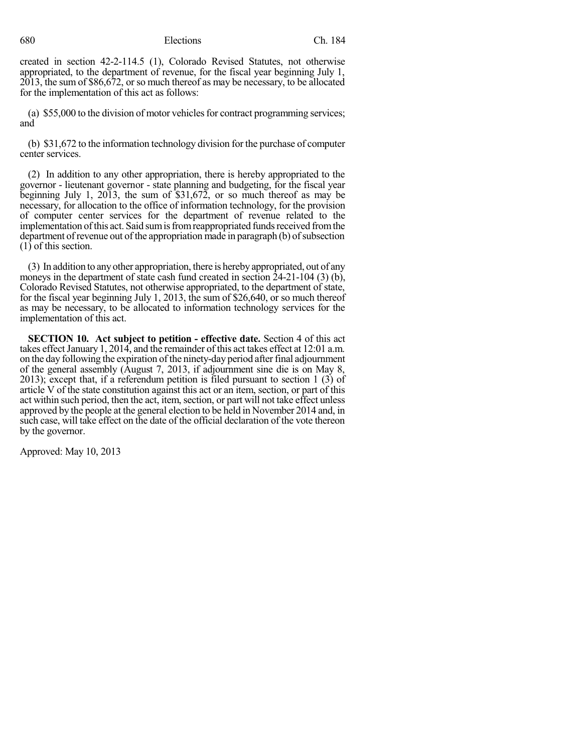created in section 42-2-114.5 (1), Colorado Revised Statutes, not otherwise appropriated, to the department of revenue, for the fiscal year beginning July 1, 2013, the sum of $86,672, or so much thereof as may be necessary, to be allocated for the implementation of this act as follows:

(a) $55,000 to the division of motor vehicles for contract programming services; and

(b) $31,672 to the information technology division for the purchase of computer center services.

(2) In addition to any other appropriation, there is hereby appropriated to the governor - lieutenant governor - state planning and budgeting, for the fiscal year beginning July 1, 2013, the sum of $31,672, or so much thereof as may be necessary, for allocation to the office of information technology, for the provision of computer center services for the department of revenue related to the implementation of this act. Said sum is from reappropriated funds received from the department of revenue out of the appropriation made in paragraph (b) of subsection (1) of this section.

(3) In addition to any other appropriation, there is hereby appropriated, out of any moneys in the department of state cash fund created in section 24-21-104 (3) (b), Colorado Revised Statutes, not otherwise appropriated, to the department of state, for the fiscal year beginning July 1, 2013, the sum of $26,640, or so much thereof as may be necessary, to be allocated to information technology services for the implementation of this act.

**SECTION 10. Act subject to petition - effective date.** Section 4 of this act takes effect January 1, 2014, and the remainder of this act takes effect at 12:01 a.m. on the day following the expiration of the ninety-day period after final adjournment of the general assembly (August 7, 2013, if adjournment sine die is on May 8, 2013); except that, if a referendum petition is filed pursuant to section 1 (3) of article V of the state constitution against this act or an item, section, or part of this act within such period, then the act, item, section, or part will not take effect unless approved by the people at the general election to be held in November 2014 and, in such case, will take effect on the date of the official declaration of the vote thereon by the governor.

Approved: May 10, 2013